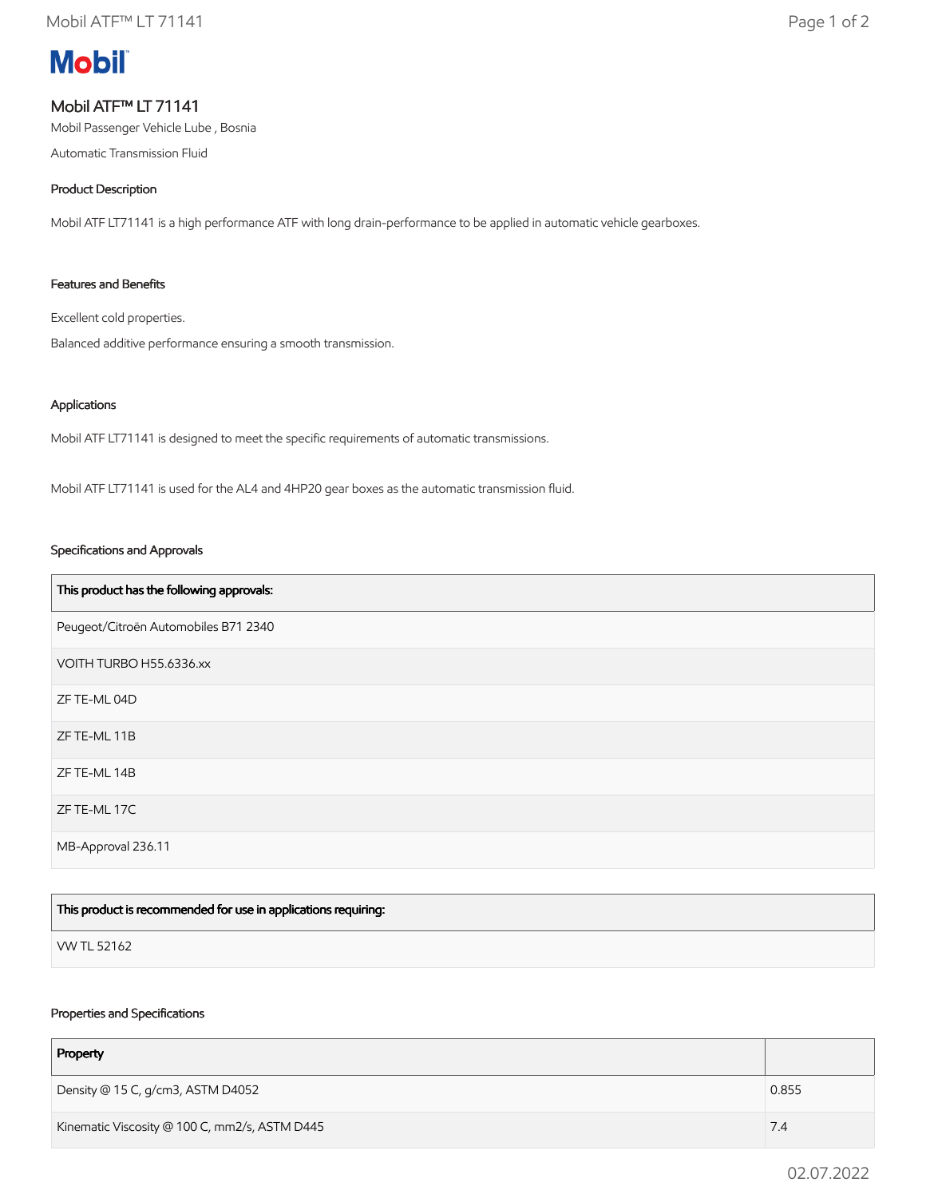Mobil

# Mobil ATF™ LT 71141

Mobil Passenger Vehicle Lube , Bosnia

Automatic Transmission Fluid

## Product Description

Mobil ATF LT71141 is a high performance ATF with long drain-performance to be applied in automatic vehicle gearboxes.

## Features and Benefits

Excellent cold properties.

Balanced additive performance ensuring a smooth transmission.

## Applications

Mobil ATF LT71141 is designed to meet the specific requirements of automatic transmissions.

Mobil ATF LT71141 is used for the AL4 and 4HP20 gear boxes as the automatic transmission fluid.

## Specifications and Approvals

| This product has the following approvals: |
| --- |
| Peugeot/Citroën Automobiles B71 2340 |
| VOITH TURBO H55.6336.xx |
| ZF TE-ML 04D |
| ZF TE-ML 11B |
| ZF TE-ML 14B |
| ZF TE-ML 17C |
| MB-Approval 236.11 |

| This product is recommended for use in applications requiring: |
| --- |
| VW TL 52162 |

## Properties and Specifications

| Property | |
| --- | --- |
| Density @ 15 C, g/cm3, ASTM D4052 | 0.855 |
| Kinematic Viscosity @ 100 C, mm2/s, ASTM D445 | 7.4 |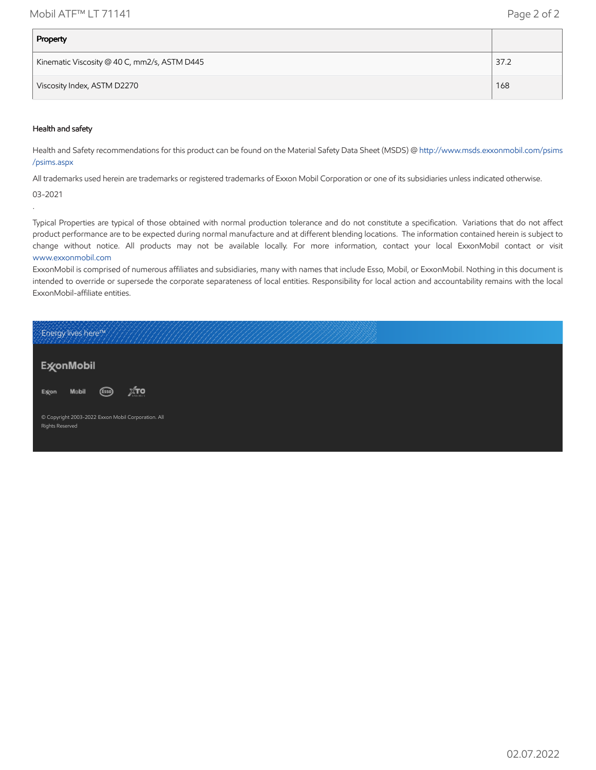| Property | |
|---|---|
| Kinematic Viscosity @ 40 C, mm2/s, ASTM D445 | 37.2 |
| Viscosity Index, ASTM D2270 | 168 |

#### Health and safety

Health and Safety recommendations for this product can be found on the Material Safety Data Sheet (MSDS) @ http://www.msds.exxonmobil.com/psims/psims.aspx

All trademarks used herein are trademarks or registered trademarks of Exxon Mobil Corporation or one of its subsidiaries unless indicated otherwise.

03-2021

.

Typical Properties are typical of those obtained with normal production tolerance and do not constitute a specification. Variations that do not affect product performance are to be expected during normal manufacture and at different blending locations. The information contained herein is subject to change without notice. All products may not be available locally. For more information, contact your local ExxonMobil contact or visit www.exxonmobil.com

ExxonMobil is comprised of numerous affiliates and subsidiaries, many with names that include Esso, Mobil, or ExxonMobil. Nothing in this document is intended to override or supersede the corporate separateness of local entities. Responsibility for local action and accountability remains with the local ExxonMobil-affiliate entities.

Energy lives here™

ExxonMobil

Exxon Mobil Esso XTO

© Copyright 2003-2022 Exxon Mobil Corporation. All Rights Reserved